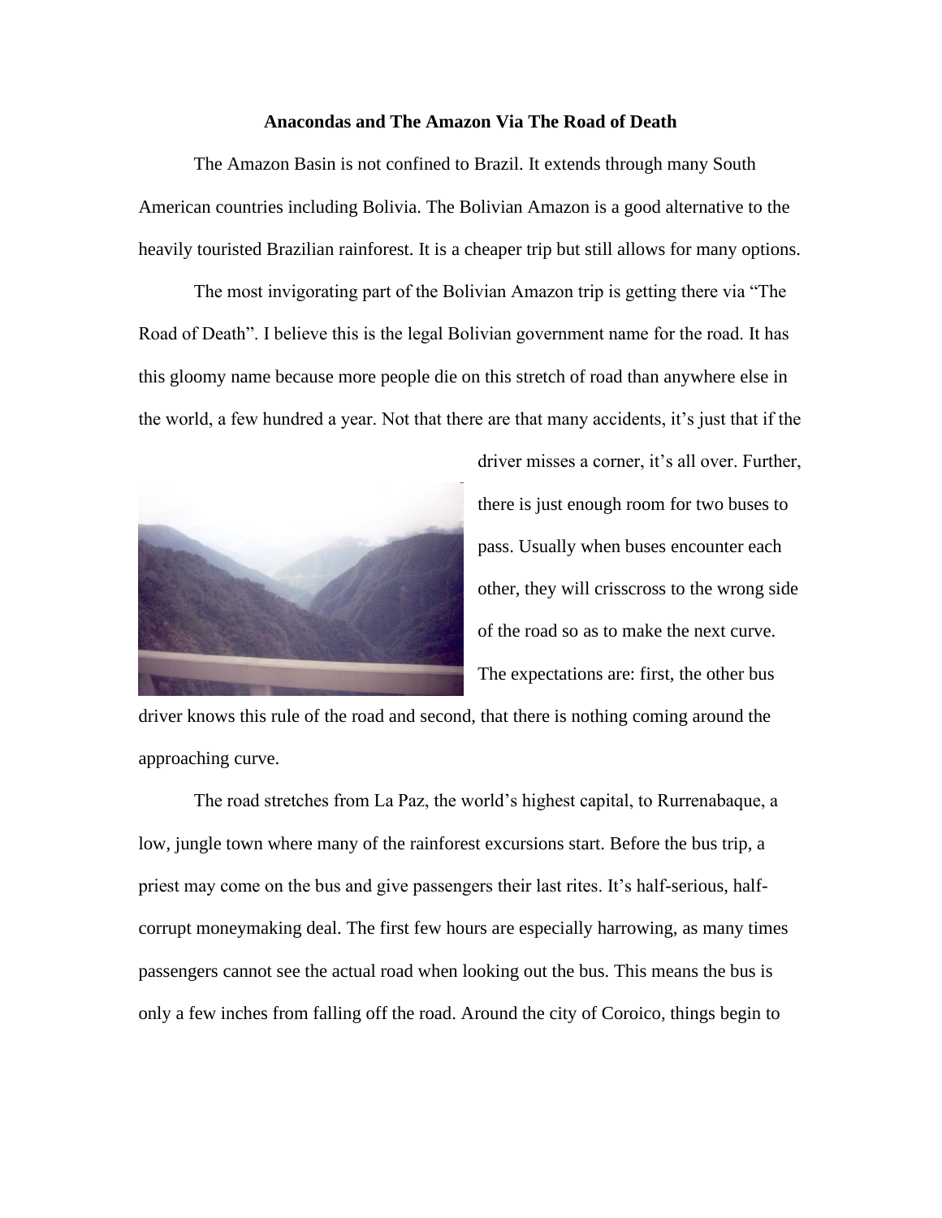# Anacondas and The Amazon Via The Road of Death

The Amazon Basin is not confined to Brazil. It extends through many South American countries including Bolivia. The Bolivian Amazon is a good alternative to the heavily touristed Brazilian rainforest. It is a cheaper trip but still allows for many options.

The most invigorating part of the Bolivian Amazon trip is getting there via "The Road of Death". I believe this is the legal Bolivian government name for the road. It has this gloomy name because more people die on this stretch of road than anywhere else in the world, a few hundred a year. Not that there are that many accidents, it's just that if the driver misses a corner, it's all over. Further, there is just enough room for two buses to pass. Usually when buses encounter each other, they will crisscross to the wrong side of the road so as to make the next curve. The expectations are: first, the other bus driver knows this rule of the road and second, that there is nothing coming around the approaching curve.

The road stretches from La Paz, the world's highest capital, to Rurrenabaque, a low, jungle town where many of the rainforest excursions start. Before the bus trip, a priest may come on the bus and give passengers their last rites. It's half-serious, half-corrupt moneymaking deal. The first few hours are especially harrowing, as many times passengers cannot see the actual road when looking out the bus. This means the bus is only a few inches from falling off the road. Around the city of Coroico, things begin to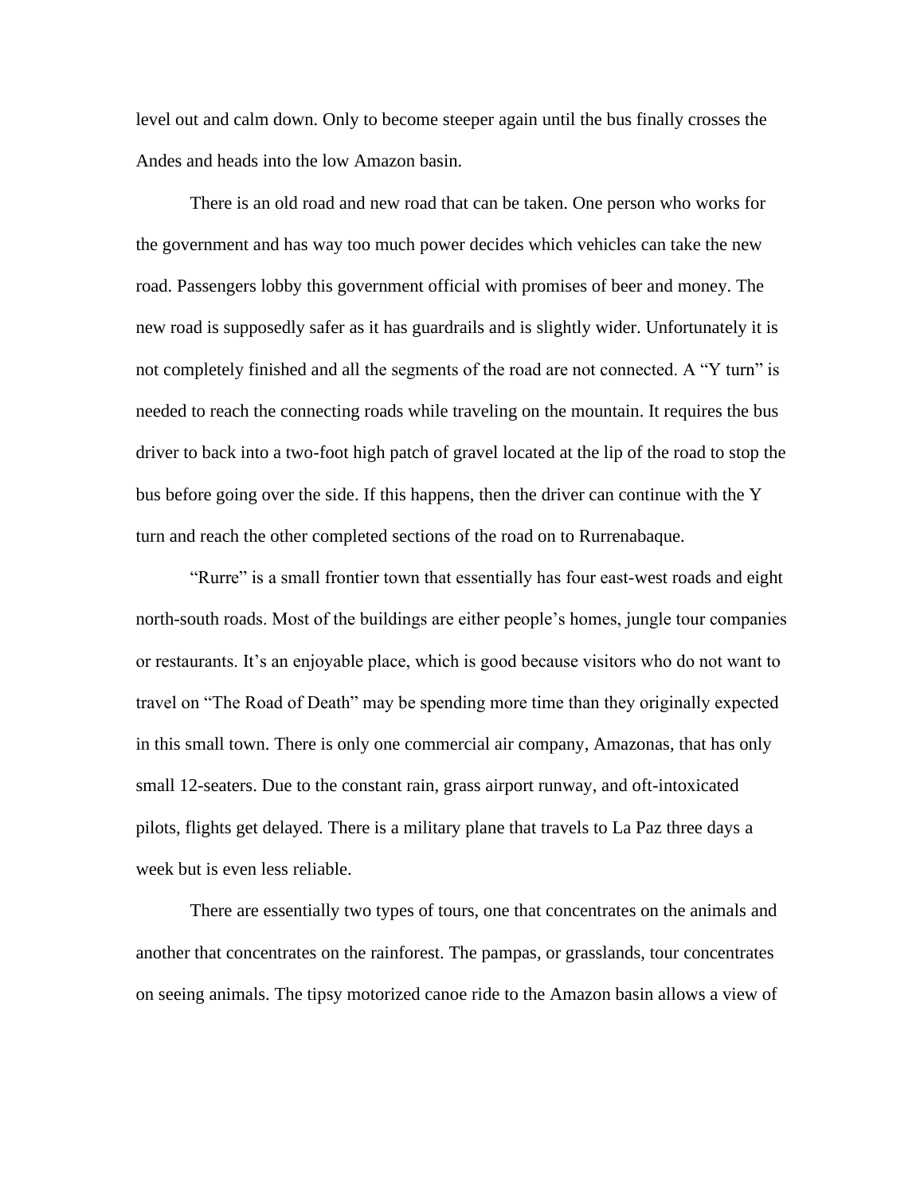level out and calm down. Only to become steeper again until the bus finally crosses the Andes and heads into the low Amazon basin.

There is an old road and new road that can be taken. One person who works for the government and has way too much power decides which vehicles can take the new road. Passengers lobby this government official with promises of beer and money. The new road is supposedly safer as it has guardrails and is slightly wider. Unfortunately it is not completely finished and all the segments of the road are not connected. A "Y turn" is needed to reach the connecting roads while traveling on the mountain. It requires the bus driver to back into a two-foot high patch of gravel located at the lip of the road to stop the bus before going over the side. If this happens, then the driver can continue with the Y turn and reach the other completed sections of the road on to Rurrenabaque.

"Rurre" is a small frontier town that essentially has four east-west roads and eight north-south roads. Most of the buildings are either people's homes, jungle tour companies or restaurants. It's an enjoyable place, which is good because visitors who do not want to travel on "The Road of Death" may be spending more time than they originally expected in this small town. There is only one commercial air company, Amazonas, that has only small 12-seaters. Due to the constant rain, grass airport runway, and oft-intoxicated pilots, flights get delayed. There is a military plane that travels to La Paz three days a week but is even less reliable.

There are essentially two types of tours, one that concentrates on the animals and another that concentrates on the rainforest. The pampas, or grasslands, tour concentrates on seeing animals. The tipsy motorized canoe ride to the Amazon basin allows a view of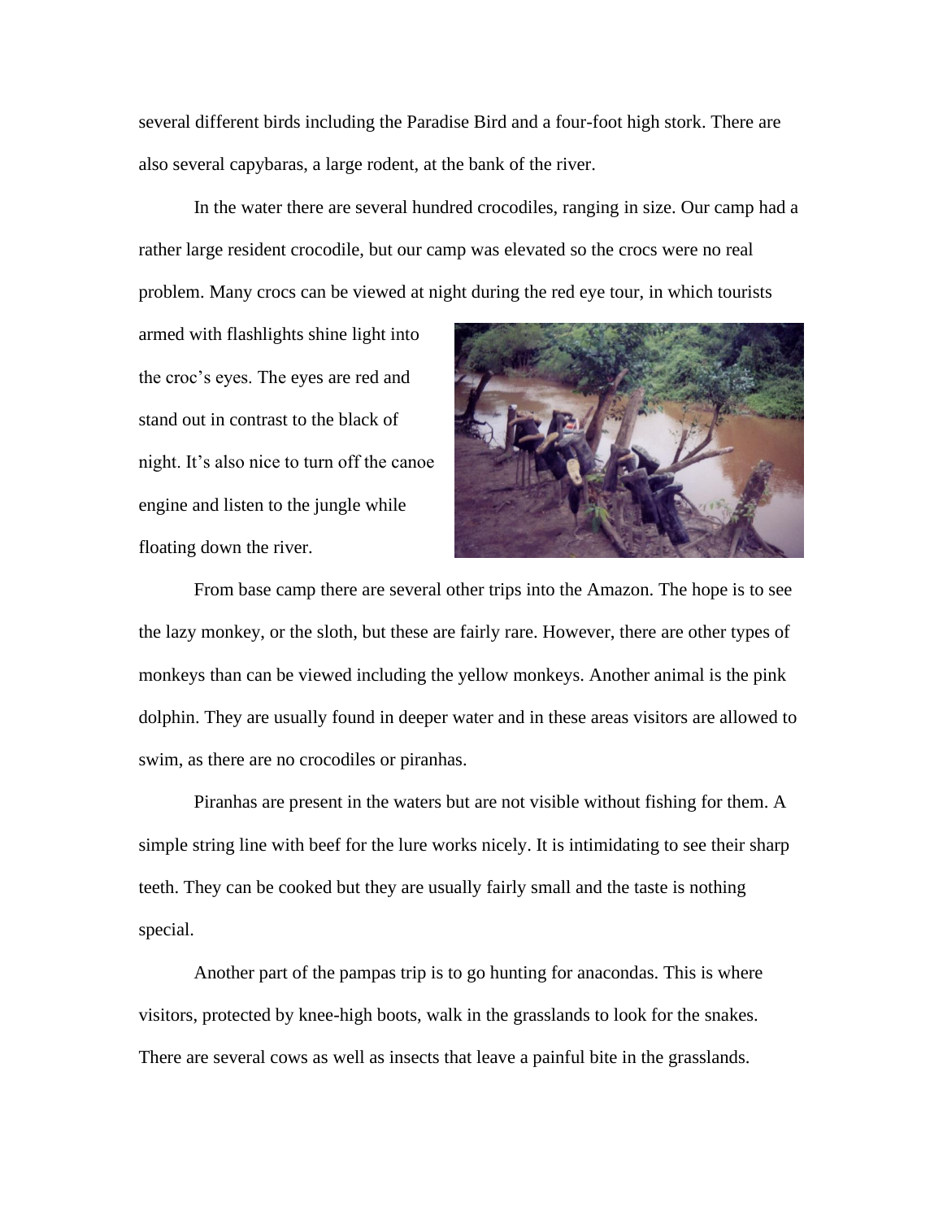several different birds including the Paradise Bird and a four-foot high stork. There are also several capybaras, a large rodent, at the bank of the river.

In the water there are several hundred crocodiles, ranging in size. Our camp had a rather large resident crocodile, but our camp was elevated so the crocs were no real problem. Many crocs can be viewed at night during the red eye tour, in which tourists armed with flashlights shine light into the croc's eyes. The eyes are red and stand out in contrast to the black of night. It's also nice to turn off the canoe engine and listen to the jungle while floating down the river.

From base camp there are several other trips into the Amazon. The hope is to see the lazy monkey, or the sloth, but these are fairly rare. However, there are other types of monkeys than can be viewed including the yellow monkeys. Another animal is the pink dolphin. They are usually found in deeper water and in these areas visitors are allowed to swim, as there are no crocodiles or piranhas.

Piranhas are present in the waters but are not visible without fishing for them. A simple string line with beef for the lure works nicely. It is intimidating to see their sharp teeth. They can be cooked but they are usually fairly small and the taste is nothing special.

Another part of the pampas trip is to go hunting for anacondas. This is where visitors, protected by knee-high boots, walk in the grasslands to look for the snakes. There are several cows as well as insects that leave a painful bite in the grasslands.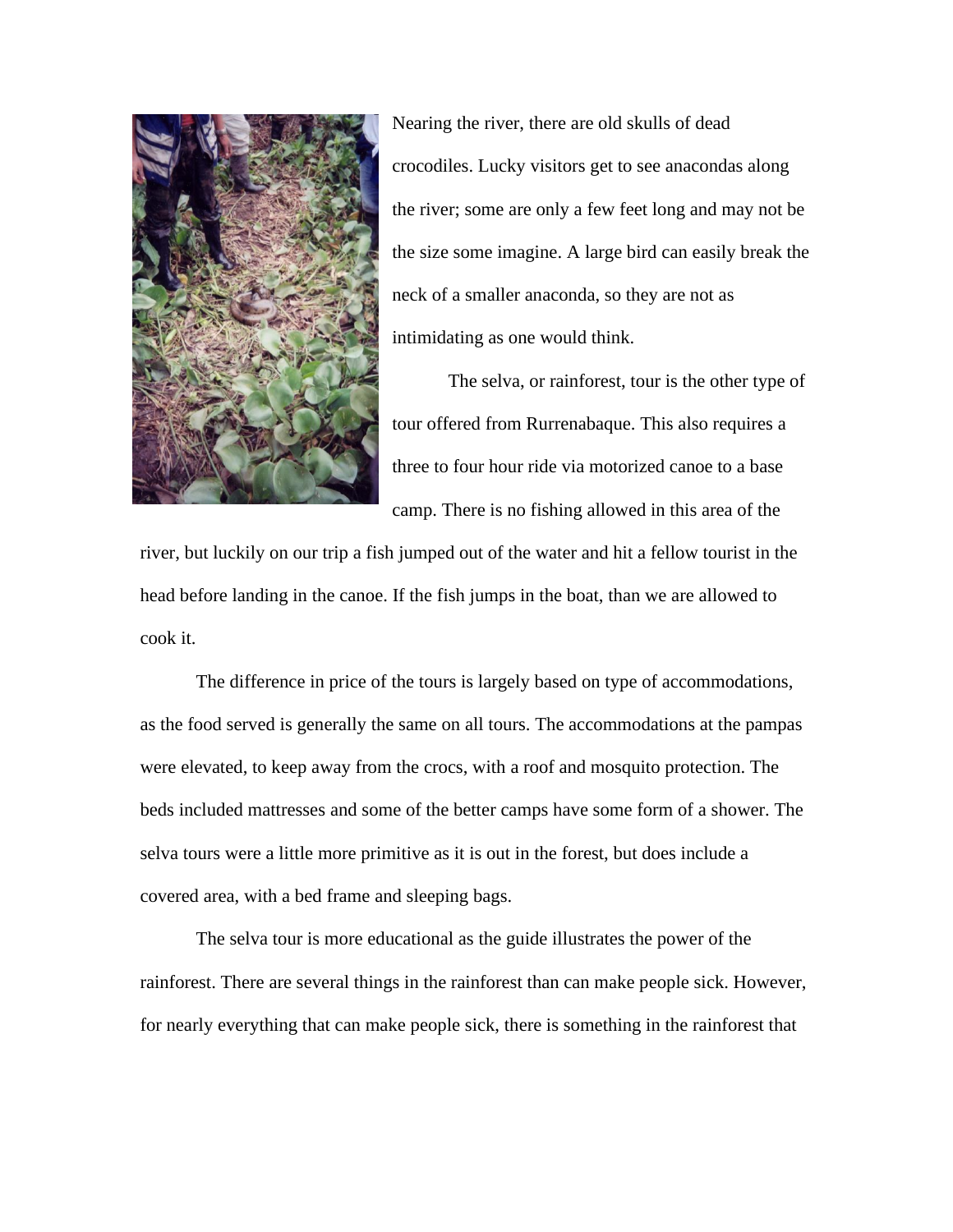Nearing the river, there are old skulls of dead crocodiles. Lucky visitors get to see anacondas along the river; some are only a few feet long and may not be the size some imagine. A large bird can easily break the neck of a smaller anaconda, so they are not as intimidating as one would think.

The selva, or rainforest, tour is the other type of tour offered from Rurrenabaque. This also requires a three to four hour ride via motorized canoe to a base camp. There is no fishing allowed in this area of the river, but luckily on our trip a fish jumped out of the water and hit a fellow tourist in the head before landing in the canoe. If the fish jumps in the boat, than we are allowed to cook it.

The difference in price of the tours is largely based on type of accommodations, as the food served is generally the same on all tours. The accommodations at the pampas were elevated, to keep away from the crocs, with a roof and mosquito protection. The beds included mattresses and some of the better camps have some form of a shower. The selva tours were a little more primitive as it is out in the forest, but does include a covered area, with a bed frame and sleeping bags.

The selva tour is more educational as the guide illustrates the power of the rainforest. There are several things in the rainforest than can make people sick. However, for nearly everything that can make people sick, there is something in the rainforest that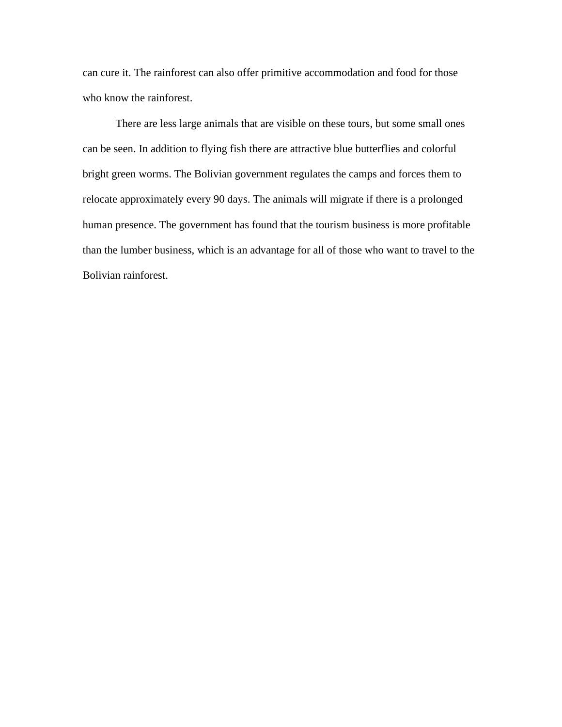can cure it. The rainforest can also offer primitive accommodation and food for those who know the rainforest.

There are less large animals that are visible on these tours, but some small ones can be seen. In addition to flying fish there are attractive blue butterflies and colorful bright green worms. The Bolivian government regulates the camps and forces them to relocate approximately every 90 days. The animals will migrate if there is a prolonged human presence. The government has found that the tourism business is more profitable than the lumber business, which is an advantage for all of those who want to travel to the Bolivian rainforest.